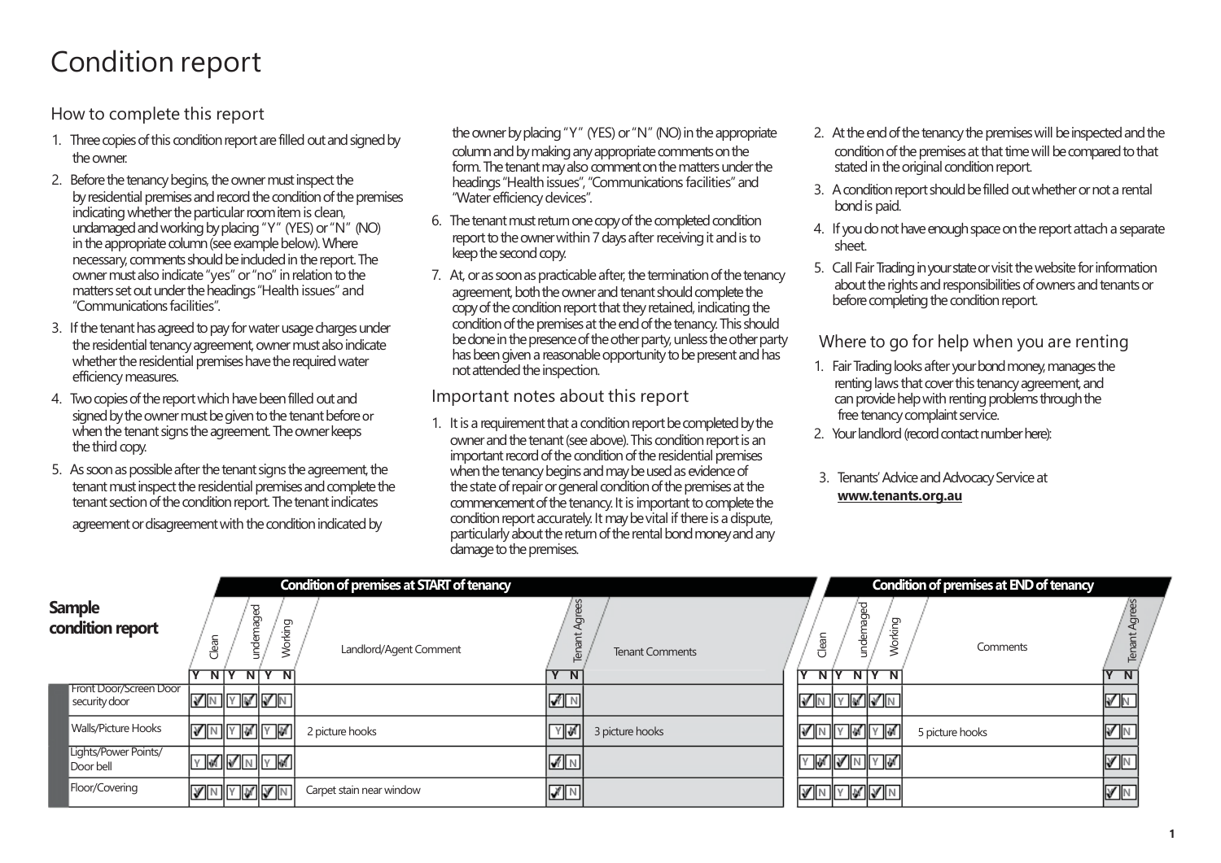# Condition report

## How to complete this report

1. Three copies of this condition report are filled out and signed by the owner.
2. Before the tenancy begins, the owner must inspect the by residential premises and record the condition of the premises indicating whether the particular room item is clean, undamaged and working by placing "Y" (YES) or "N" (NO) in the appropriate column (see example below). Where necessary, comments should be included in the report. The owner must also indicate "yes" or "no" in relation to the matters set out under the headings "Health issues" and "Communications facilities".
3. If the tenant has agreed to pay for water usage charges under the residential tenancy agreement, owner must also indicate whether the residential premises have the required water efficiency measures.
4. Two copies of the report which have been filled out and signed by the owner must be given to the tenant before or when the tenant signs the agreement. The owner keeps the third copy.
5. As soon as possible after the tenant signs the agreement, the tenant must inspect the residential premises and complete the tenant section of the condition report. The tenant indicates agreement or disagreement with the condition indicated by the owner by placing "Y" (YES) or "N" (NO) in the appropriate column and by making any appropriate comments on the form. The tenant may also comment on the matters under the headings "Health issues", "Communications facilities" and "Water efficiency devices".
6. The tenant must return one copy of the completed condition report to the owner within 7 days after receiving it and is to keep the second copy.
7. At, or as soon as practicable after, the termination of the tenancy agreement, both the owner and tenant should complete the copy of the condition report that they retained, indicating the condition of the premises at the end of the tenancy. This should be done in the presence of the other party, unless the other party has been given a reasonable opportunity to be present and has not attended the inspection.

## Important notes about this report

1. It is a requirement that a condition report be completed by the owner and the tenant (see above). This condition report is an important record of the condition of the residential premises when the tenancy begins and may be used as evidence of the state of repair or general condition of the premises at the commencement of the tenancy. It is important to complete the condition report accurately. It may be vital if there is a dispute, particularly about the return of the rental bond money and any damage to the premises.
2. At the end of the tenancy the premises will be inspected and the condition of the premises at that time will be compared to that stated in the original condition report.
3. A condition report should be filled out whether or not a rental bond is paid.
4. If you do not have enough space on the report attach a separate sheet.
5. Call Fair Trading in your state or visit the website for information about the rights and responsibilities of owners and tenants or before completing the condition report.

## Where to go for help when you are renting

1. Fair Trading looks after your bond money, manages the renting laws that cover this tenancy agreement, and can provide help with renting problems through the free tenancy complaint service.
2. Your landlord (record contact number here):
3. Tenants' Advice and Advocacy Service at **www.tenants.org.au**

**Sample condition report**

| | Condition of premises at START of tenancy | | | | | | | | | | Condition of premises at END of tenancy | | | | | | | | |
|---|---|---|---|---|---|---|---|---|---|---|---|---|---|---|---|---|---|---|---|
| | Clean | | undamaged | | Working | | Landlord/Agent Comment | Tenant Agrees | | Tenant Comments | Clean | | undamaged | | Working | | Comments | Tenant Agrees | |
| | Y | N | Y | N | Y | N | | Y | N | | Y | N | Y | N | Y | N | | Y | N |
| Front Door/Screen Door security door | ✓ | | | ✓ | ✓ | | | ✓ | | | ✓ | | | ✓ | ✓ | | | ✓ | |
| Walls/Picture Hooks | ✓ | | | ✓ | | ✓ | 2 picture hooks | | ✓ | 3 picture hooks | ✓ | | | ✓ | | ✓ | 5 picture hooks | ✓ | |
| Lights/Power Points/ Door bell | | ✓ | ✓ | | | ✓ | | ✓ | | | | ✓ | ✓ | | | ✓ | | ✓ | |
| Floor/Covering | ✓ | | | ✓ | ✓ | | Carpet stain near window | ✓ | | | ✓ | | | ✓ | ✓ | | | ✓ | |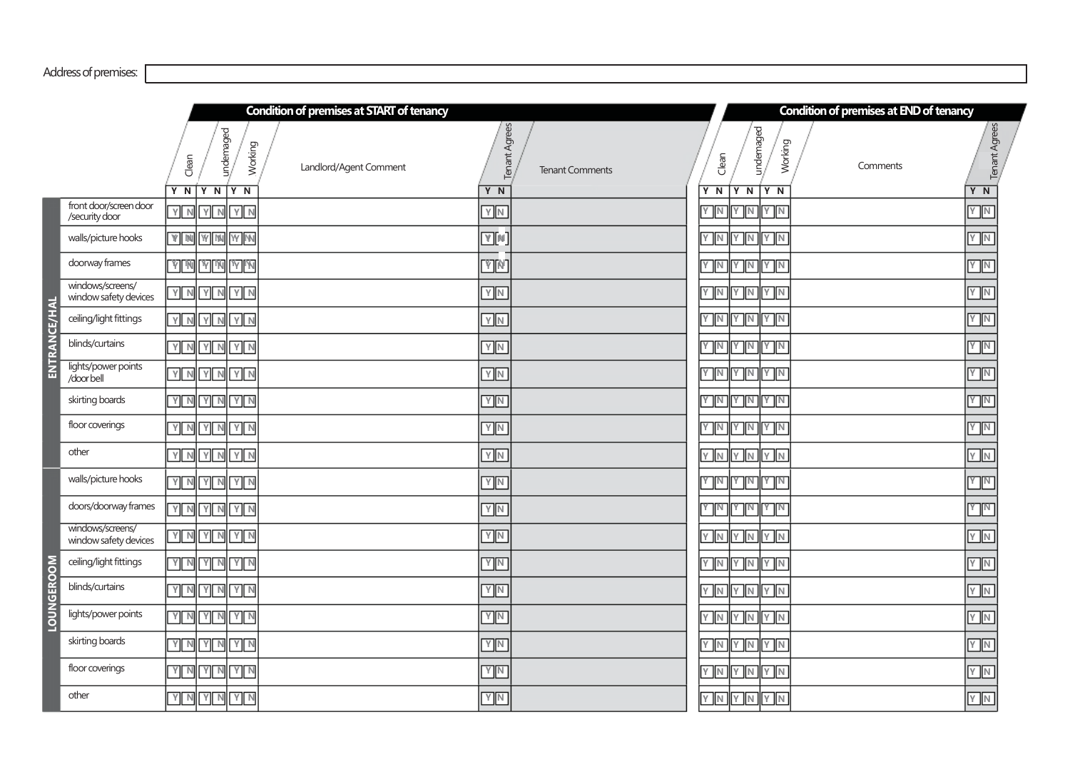Address of premises:

| | | Condition of premises at START of tenancy | | | | | | Condition of premises at END of tenancy | | | | |
|---|---|---|---|---|---|---|---|---|---|---|---|---|
| | | Clean | undamaged | Working | Landlord/Agent Comment | Tenant Agrees | Tenant Comments | Clean | undamaged | Working | Comments | Tenant Agrees |
| | | Y N | Y N | Y N | | Y N | | Y N | Y N | Y N | | Y N |
| ENTRANCE/HAL | front door/screen door /security door | Y N | Y N | Y N | | Y N | | Y N | Y N | Y N | | Y N |
| | walls/picture hooks | Y N | Y N | Y N | | Y N | | Y N | Y N | Y N | | Y N |
| | doorway frames | Y N | Y N | Y N | | Y N | | Y N | Y N | Y N | | Y N |
| | windows/screens/ window safety devices | Y N | Y N | Y N | | Y N | | Y N | Y N | Y N | | Y N |
| | ceiling/light fittings | Y N | Y N | Y N | | Y N | | Y N | Y N | Y N | | Y N |
| | blinds/curtains | Y N | Y N | Y N | | Y N | | Y N | Y N | Y N | | Y N |
| | lights/power points /door bell | Y N | Y N | Y N | | Y N | | Y N | Y N | Y N | | Y N |
| | skirting boards | Y N | Y N | Y N | | Y N | | Y N | Y N | Y N | | Y N |
| | floor coverings | Y N | Y N | Y N | | Y N | | Y N | Y N | Y N | | Y N |
| | other | Y N | Y N | Y N | | Y N | | Y N | Y N | Y N | | Y N |
| LOUNGEROOM | walls/picture hooks | Y N | Y N | Y N | | Y N | | Y N | Y N | Y N | | Y N |
| | doors/doorway frames | Y N | Y N | Y N | | Y N | | Y N | Y N | Y N | | Y N |
| | windows/screens/ window safety devices | Y N | Y N | Y N | | Y N | | Y N | Y N | Y N | | Y N |
| | ceiling/light fittings | Y N | Y N | Y N | | Y N | | Y N | Y N | Y N | | Y N |
| | blinds/curtains | Y N | Y N | Y N | | Y N | | Y N | Y N | Y N | | Y N |
| | lights/power points | Y N | Y N | Y N | | Y N | | Y N | Y N | Y N | | Y N |
| | skirting boards | Y N | Y N | Y N | | Y N | | Y N | Y N | Y N | | Y N |
| | floor coverings | Y N | Y N | Y N | | Y N | | Y N | Y N | Y N | | Y N |
| | other | Y N | Y N | Y N | | Y N | | Y N | Y N | Y N | | Y N |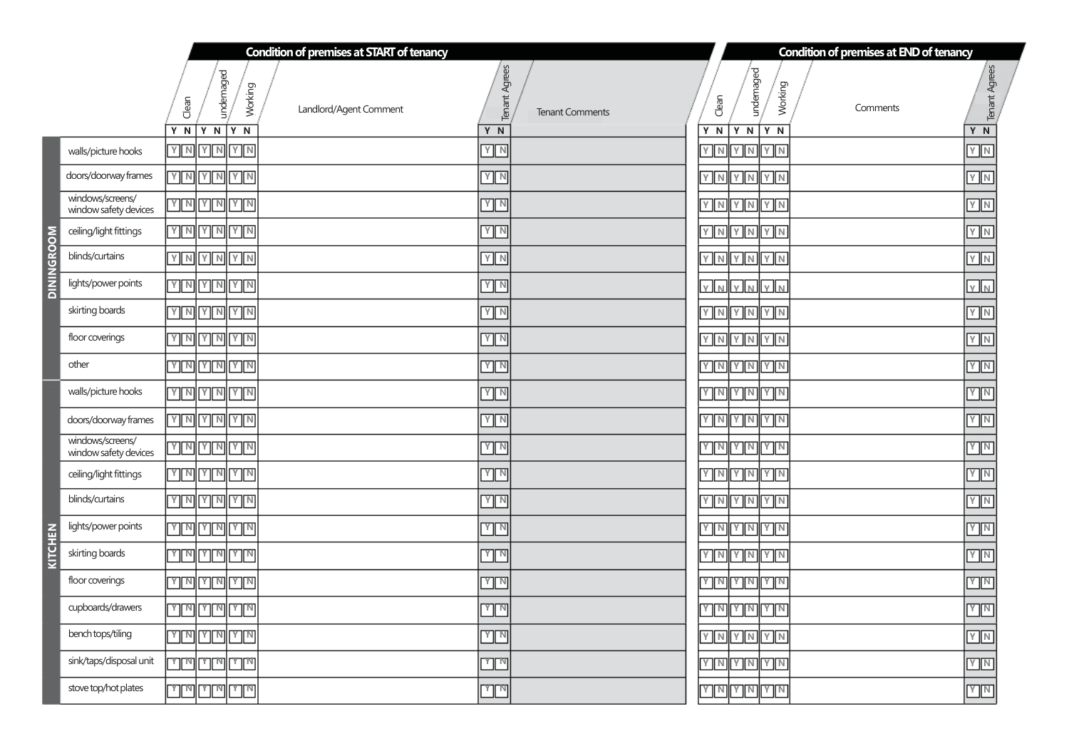| | | Condition of premises at START of tenancy | | | | | | Condition of premises at END of tenancy | | | | |
|---|---|---|---|---|---|---|---|---|---|---|---|---|
| | | Clean | undamaged | Working | Landlord/Agent Comment | Tenant Agrees | Tenant Comments | Clean | undamaged | Working | Comments | Tenant Agrees |
| | | Y N | Y N | Y N | | Y N | | Y N | Y N | Y N | | Y N |
| DININGROOM | walls/picture hooks | Y N | Y N | Y N | | Y N | | Y N | Y N | Y N | | Y N |
| | doors/doorway frames | Y N | Y N | Y N | | Y N | | Y N | Y N | Y N | | Y N |
| | windows/screens/ window safety devices | Y N | Y N | Y N | | Y N | | Y N | Y N | Y N | | Y N |
| | ceiling/light fittings | Y N | Y N | Y N | | Y N | | Y N | Y N | Y N | | Y N |
| | blinds/curtains | Y N | Y N | Y N | | Y N | | Y N | Y N | Y N | | Y N |
| | lights/power points | Y N | Y N | Y N | | Y N | | Y N | Y N | Y N | | Y N |
| | skirting boards | Y N | Y N | Y N | | Y N | | Y N | Y N | Y N | | Y N |
| | floor coverings | Y N | Y N | Y N | | Y N | | Y N | Y N | Y N | | Y N |
| | other | Y N | Y N | Y N | | Y N | | Y N | Y N | Y N | | Y N |
| KITCHEN | walls/picture hooks | Y N | Y N | Y N | | Y N | | Y N | Y N | Y N | | Y N |
| | doors/doorway frames | Y N | Y N | Y N | | Y N | | Y N | Y N | Y N | | Y N |
| | windows/screens/ window safety devices | Y N | Y N | Y N | | Y N | | Y N | Y N | Y N | | Y N |
| | ceiling/light fittings | Y N | Y N | Y N | | Y N | | Y N | Y N | Y N | | Y N |
| | blinds/curtains | Y N | Y N | Y N | | Y N | | Y N | Y N | Y N | | Y N |
| | lights/power points | Y N | Y N | Y N | | Y N | | Y N | Y N | Y N | | Y N |
| | skirting boards | Y N | Y N | Y N | | Y N | | Y N | Y N | Y N | | Y N |
| | floor coverings | Y N | Y N | Y N | | Y N | | Y N | Y N | Y N | | Y N |
| | cupboards/drawers | Y N | Y N | Y N | | Y N | | Y N | Y N | Y N | | Y N |
| | bench tops/tiling | Y N | Y N | Y N | | Y N | | Y N | Y N | Y N | | Y N |
| | sink/taps/disposal unit | Y N | Y N | Y N | | Y N | | Y N | Y N | Y N | | Y N |
| | stove top/hot plates | Y N | Y N | Y N | | Y N | | Y N | Y N | Y N | | Y N |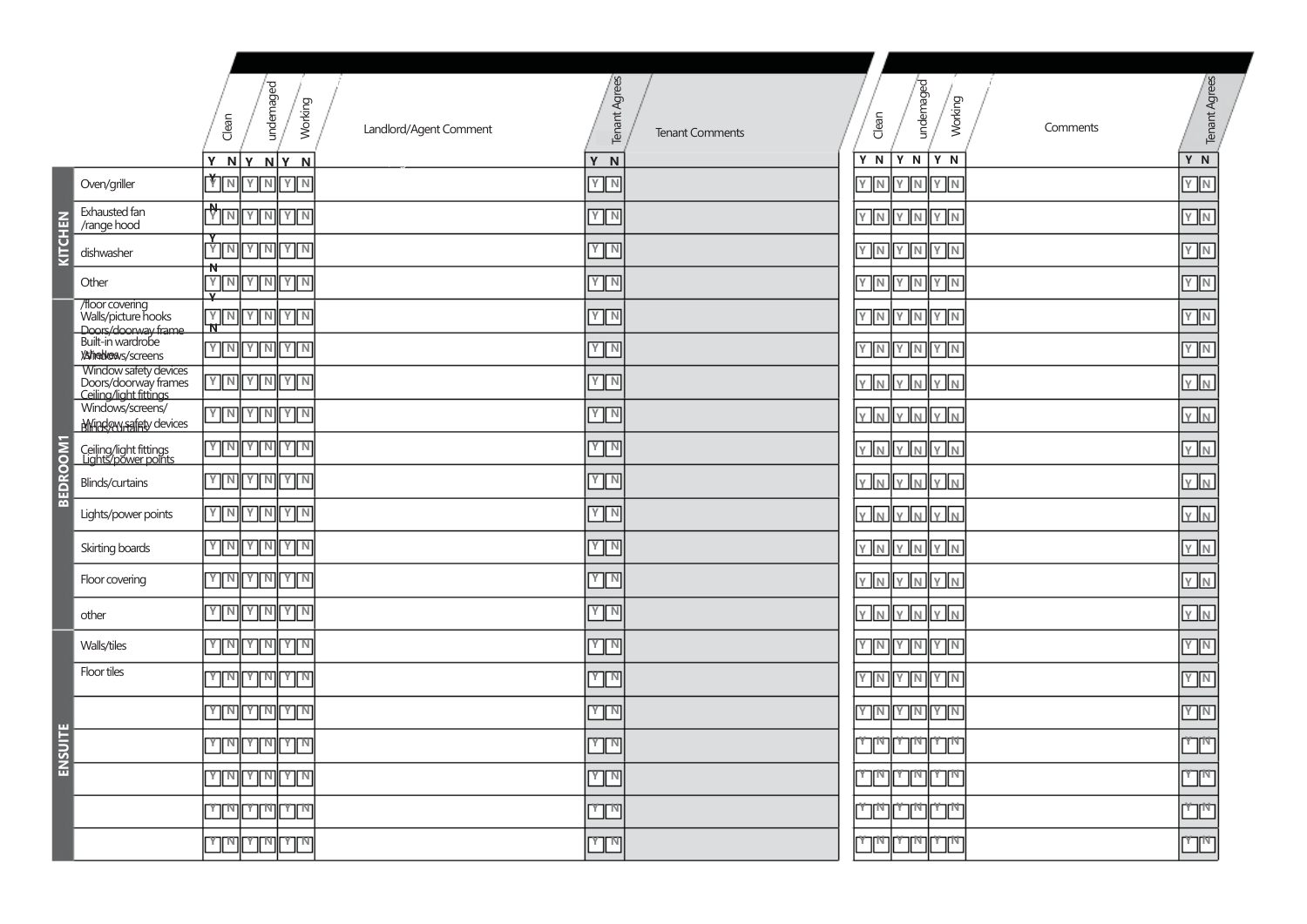| | | Clean | undamaged | Working | Landlord/Agent Comment | Tenant Agrees | Tenant Comments | Clean | undamaged | Working | Comments | Tenant Agrees |
|---|---|---|---|---|---|---|---|---|---|---|---|---|
| | | Y N | Y N | Y N | | Y N | | Y N | Y N | Y N | | Y N |
| KITCHEN | Oven/griller | Y N | Y N | Y N | | Y N | | Y N | Y N | Y N | | Y N |
| | Exhausted fan /range hood | Y N | Y N | Y N | | Y N | | Y N | Y N | Y N | | Y N |
| | dishwasher | Y N | Y N | Y N | | Y N | | Y N | Y N | Y N | | Y N |
| | Other | Y N | Y N | Y N | | Y N | | Y N | Y N | Y N | | Y N |
| BEDROOM1 | /floor covering Walls/picture hooks | Y N | Y N | Y N | | Y N | | Y N | Y N | Y N | | Y N |
| | Doors/doorway frame Built-in wardrobe /Shelves Windows/screens | Y N | Y N | Y N | | Y N | | Y N | Y N | Y N | | Y N |
| | Window safety devices Doors/doorway frames Ceiling/light fittings | Y N | Y N | Y N | | Y N | | Y N | Y N | Y N | | Y N |
| | Windows/screens/ Window safety devices Blinds/curtains | Y N | Y N | Y N | | Y N | | Y N | Y N | Y N | | Y N |
| | Ceiling/light fittings Lights/power points | Y N | Y N | Y N | | Y N | | Y N | Y N | Y N | | Y N |
| | Blinds/curtains | Y N | Y N | Y N | | Y N | | Y N | Y N | Y N | | Y N |
| | Lights/power points | Y N | Y N | Y N | | Y N | | Y N | Y N | Y N | | Y N |
| | Skirting boards | Y N | Y N | Y N | | Y N | | Y N | Y N | Y N | | Y N |
| | Floor covering | Y N | Y N | Y N | | Y N | | Y N | Y N | Y N | | Y N |
| | other | Y N | Y N | Y N | | Y N | | Y N | Y N | Y N | | Y N |
| ENSUITE | Walls/tiles | Y N | Y N | Y N | | Y N | | Y N | Y N | Y N | | Y N |
| | Floor tiles | Y N | Y N | Y N | | Y N | | Y N | Y N | Y N | | Y N |
| | | Y N | Y N | Y N | | Y N | | Y N | Y N | Y N | | Y N |
| | | Y N | Y N | Y N | | Y N | | Y N | Y N | Y N | | Y N |
| | | Y N | Y N | Y N | | Y N | | Y N | Y N | Y N | | Y N |
| | | Y N | Y N | Y N | | Y N | | Y N | Y N | Y N | | Y N |
| | | Y N | Y N | Y N | | Y N | | Y N | Y N | Y N | | Y N |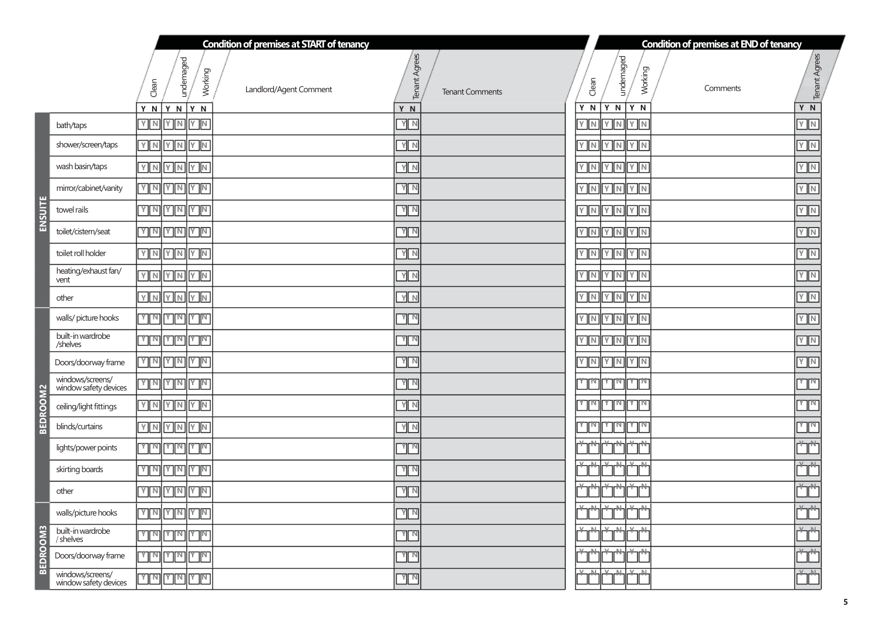| | | Condition of premises at START of tenancy | | | | | | Condition of premises at END of tenancy | | | | |
|---|---|---|---|---|---|---|---|---|---|---|---|---|
| | | Clean | undamaged | Working | Landlord/Agent Comment | Tenant Agrees | Tenant Comments | Clean | undamaged | Working | Comments | Tenant Agrees |
| | | Y N | Y N | Y N | | Y N | | Y N | Y N | Y N | | Y N |
| ENSUITE | bath/taps | Y N | Y N | Y N | | Y N | | Y N | Y N | Y N | | Y N |
| | shower/screen/taps | Y N | Y N | Y N | | Y N | | Y N | Y N | Y N | | Y N |
| | wash basin/taps | Y N | Y N | Y N | | Y N | | Y N | Y N | Y N | | Y N |
| | mirror/cabinet/vanity | Y N | Y N | Y N | | Y N | | Y N | Y N | Y N | | Y N |
| | towel rails | Y N | Y N | Y N | | Y N | | Y N | Y N | Y N | | Y N |
| | toilet/cistern/seat | Y N | Y N | Y N | | Y N | | Y N | Y N | Y N | | Y N |
| | toilet roll holder | Y N | Y N | Y N | | Y N | | Y N | Y N | Y N | | Y N |
| | heating/exhaust fan/ vent | Y N | Y N | Y N | | Y N | | Y N | Y N | Y N | | Y N |
| | other | Y N | Y N | Y N | | Y N | | Y N | Y N | Y N | | Y N |
| BEDROOM2 | walls/ picture hooks | Y N | Y N | Y N | | Y N | | Y N | Y N | Y N | | Y N |
| | built-in wardrobe /shelves | Y N | Y N | Y N | | Y N | | Y N | Y N | Y N | | Y N |
| | Doors/doorway frame | Y N | Y N | Y N | | Y N | | Y N | Y N | Y N | | Y N |
| | windows/screens/ window safety devices | Y N | Y N | Y N | | Y N | | Y N | Y N | Y N | | Y N |
| | ceiling/light fittings | Y N | Y N | Y N | | Y N | | Y N | Y N | Y N | | Y N |
| | blinds/curtains | Y N | Y N | Y N | | Y N | | Y N | Y N | Y N | | Y N |
| | lights/power points | Y N | Y N | Y N | | Y N | | Y N | Y N | Y N | | Y N |
| | skirting boards | Y N | Y N | Y N | | Y N | | Y N | Y N | Y N | | Y N |
| | other | Y N | Y N | Y N | | Y N | | Y N | Y N | Y N | | Y N |
| BEDROOM3 | walls/picture hooks | Y N | Y N | Y N | | Y N | | Y N | Y N | Y N | | Y N |
| | built-in wardrobe / shelves | Y N | Y N | Y N | | Y N | | Y N | Y N | Y N | | Y N |
| | Doors/doorway frame | Y N | Y N | Y N | | Y N | | Y N | Y N | Y N | | Y N |
| | windows/screens/ window safety devices | Y N | Y N | Y N | | Y N | | Y N | Y N | Y N | | Y N |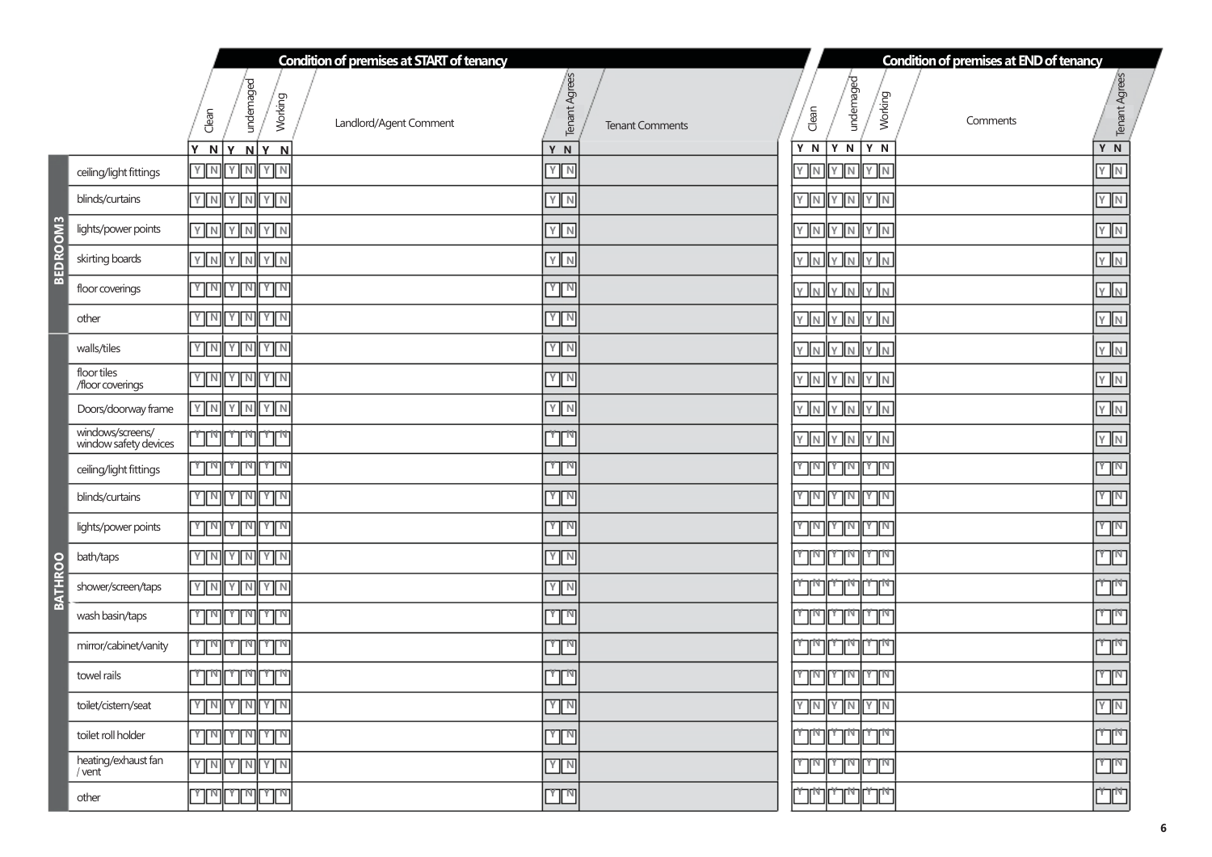| | | Condition of premises at START of tenancy | | | | | | Condition of premises at END of tenancy | | | | |
|---|---|---|---|---|---|---|---|---|---|---|---|---|
| | | Clean | undemaged | Working | Landlord/Agent Comment | Tenant Agrees | Tenant Comments | Clean | undemaged | Working | Comments | Tenant Agrees |
| | | Y N | Y N | Y N | | Y N | | Y N | Y N | Y N | | Y N |
| BEDROOM3 | ceiling/light fittings | Y N | Y N | Y N | | Y N | | Y N | Y N | Y N | | Y N |
| | blinds/curtains | Y N | Y N | Y N | | Y N | | Y N | Y N | Y N | | Y N |
| | lights/power points | Y N | Y N | Y N | | Y N | | Y N | Y N | Y N | | Y N |
| | skirting boards | Y N | Y N | Y N | | Y N | | Y N | Y N | Y N | | Y N |
| | floor coverings | Y N | Y N | Y N | | Y N | | Y N | Y N | Y N | | Y N |
| | other | Y N | Y N | Y N | | Y N | | Y N | Y N | Y N | | Y N |
| BATHROO | walls/tiles | Y N | Y N | Y N | | Y N | | Y N | Y N | Y N | | Y N |
| | floor tiles /floor coverings | Y N | Y N | Y N | | Y N | | Y N | Y N | Y N | | Y N |
| | Doors/doorway frame | Y N | Y N | Y N | | Y N | | Y N | Y N | Y N | | Y N |
| | windows/screens/ window safety devices | Y N | Y N | Y N | | Y N | | Y N | Y N | Y N | | Y N |
| | ceiling/light fittings | Y N | Y N | Y N | | Y N | | Y N | Y N | Y N | | Y N |
| | blinds/curtains | Y N | Y N | Y N | | Y N | | Y N | Y N | Y N | | Y N |
| | lights/power points | Y N | Y N | Y N | | Y N | | Y N | Y N | Y N | | Y N |
| | bath/taps | Y N | Y N | Y N | | Y N | | Y N | Y N | Y N | | Y N |
| | shower/screen/taps | Y N | Y N | Y N | | Y N | | Y N | Y N | Y N | | Y N |
| | wash basin/taps | Y N | Y N | Y N | | Y N | | Y N | Y N | Y N | | Y N |
| | mirror/cabinet/vanity | Y N | Y N | Y N | | Y N | | Y N | Y N | Y N | | Y N |
| | towel rails | Y N | Y N | Y N | | Y N | | Y N | Y N | Y N | | Y N |
| | toilet/cistern/seat | Y N | Y N | Y N | | Y N | | Y N | Y N | Y N | | Y N |
| | toilet roll holder | Y N | Y N | Y N | | Y N | | Y N | Y N | Y N | | Y N |
| | heating/exhaust fan / vent | Y N | Y N | Y N | | Y N | | Y N | Y N | Y N | | Y N |
| | other | Y N | Y N | Y N | | Y N | | Y N | Y N | Y N | | Y N |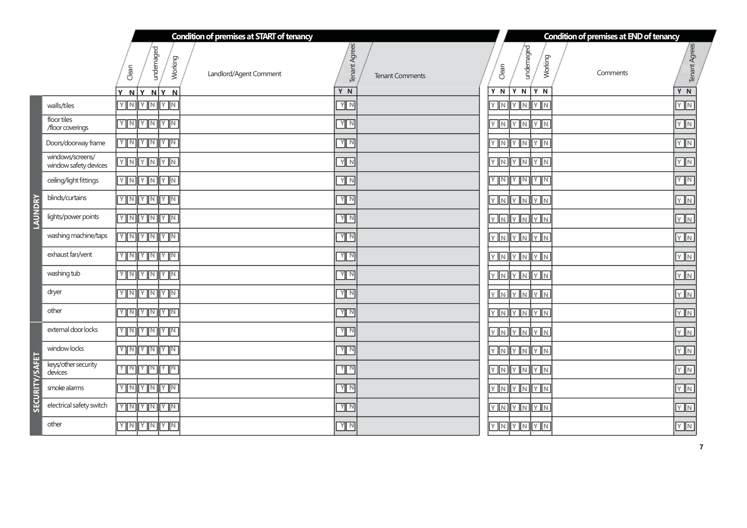| | | Condition of premises at START of tenancy | | | | | | Condition of premises at END of tenancy | | | | |
|---|---|---|---|---|---|---|---|---|---|---|---|---|
| | | Clean | undamaged | Working | Landlord/Agent Comment | Tenant Agrees | Tenant Comments | Clean | undamaged | Working | Comments | Tenant Agrees |
| | | Y N | Y N | Y N | | Y N | | Y N | Y N | Y N | | Y N |
| LAUNDRY | walls/tiles | Y N | Y N | Y N | | Y N | | Y N | Y N | Y N | | Y N |
| | floor tiles /floor coverings | Y N | Y N | Y N | | Y N | | Y N | Y N | Y N | | Y N |
| | Doors/doorway frame | Y N | Y N | Y N | | Y N | | Y N | Y N | Y N | | Y N |
| | windows/screens/ window safety devices | Y N | Y N | Y N | | Y N | | Y N | Y N | Y N | | Y N |
| | ceiling/light fittings | Y N | Y N | Y N | | Y N | | Y N | Y N | Y N | | Y N |
| | blinds/curtains | Y N | Y N | Y N | | Y N | | Y N | Y N | Y N | | Y N |
| | lights/power points | Y N | Y N | Y N | | Y N | | Y N | Y N | Y N | | Y N |
| | washing machine/taps | Y N | Y N | Y N | | Y N | | Y N | Y N | Y N | | Y N |
| | exhaust fan/vent | Y N | Y N | Y N | | Y N | | Y N | Y N | Y N | | Y N |
| | washing tub | Y N | Y N | Y N | | Y N | | Y N | Y N | Y N | | Y N |
| | dryer | Y N | Y N | Y N | | Y N | | Y N | Y N | Y N | | Y N |
| | other | Y N | Y N | Y N | | Y N | | Y N | Y N | Y N | | Y N |
| SECURITY/SAFET | external door locks | Y N | Y N | Y N | | Y N | | Y N | Y N | Y N | | Y N |
| | window locks | Y N | Y N | Y N | | Y N | | Y N | Y N | Y N | | Y N |
| | keys/other security devices | Y N | Y N | Y N | | Y N | | Y N | Y N | Y N | | Y N |
| | smoke alarms | Y N | Y N | Y N | | Y N | | Y N | Y N | Y N | | Y N |
| | electrical safety switch | Y N | Y N | Y N | | Y N | | Y N | Y N | Y N | | Y N |
| | other | Y N | Y N | Y N | | Y N | | Y N | Y N | Y N | | Y N |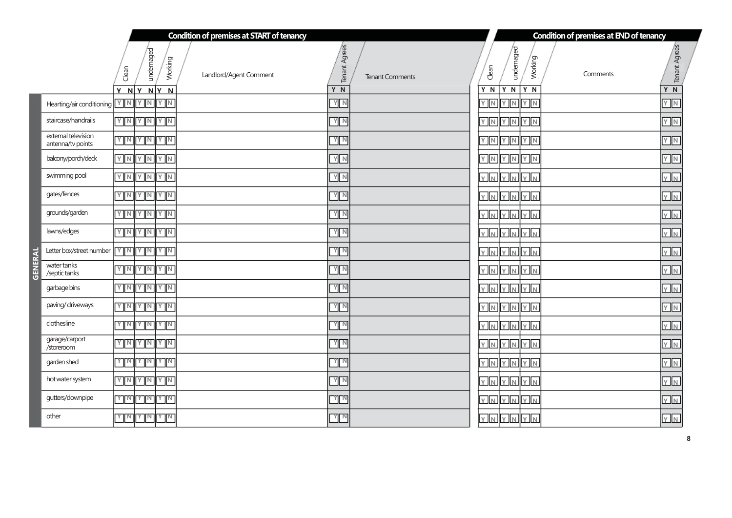| | | Condition of premises at START of tenancy | | | | | | | | | | | | | | | | Condition of premises at END of tenancy | | | | | | | | | |
|---|---|---|---|---|---|---|---|---|---|---|---|---|---|---|---|---|---|---|---|---|---|---|---|---|---|---|---|
| | | Clean | | undemaged | | Working | | Landlord/Agent Comment | Tenant Agrees | | Tenant Comments | Clean | | undemaged | | Working | | Comments | Tenant Agrees | |
| | | Y | N | Y | N | Y | N | | Y | N | | Y | N | Y | N | Y | N | | Y | N |
| GENERAL | Hearting/air conditioning | Y | N | Y | N | Y | N | | Y | N | | Y | N | Y | N | Y | N | | Y | N |
| | staircase/handrails | Y | N | Y | N | Y | N | | Y | N | | Y | N | Y | N | Y | N | | Y | N |
| | external television antenna/tv points | Y | N | Y | N | Y | N | | Y | N | | Y | N | Y | N | Y | N | | Y | N |
| | balcony/porch/deck | Y | N | Y | N | Y | N | | Y | N | | Y | N | Y | N | Y | N | | Y | N |
| | swimming pool | Y | N | Y | N | Y | N | | Y | N | | Y | N | Y | N | Y | N | | Y | N |
| | gates/fences | Y | N | Y | N | Y | N | | Y | N | | Y | N | Y | N | Y | N | | Y | N |
| | grounds/garden | Y | N | Y | N | Y | N | | Y | N | | Y | N | Y | N | Y | N | | Y | N |
| | lawns/edges | Y | N | Y | N | Y | N | | Y | N | | Y | N | Y | N | Y | N | | Y | N |
| | Letter box/street number | Y | N | Y | N | Y | N | | Y | N | | Y | N | Y | N | Y | N | | Y | N |
| | water tanks /septic tanks | Y | N | Y | N | Y | N | | Y | N | | Y | N | Y | N | Y | N | | Y | N |
| | garbage bins | Y | N | Y | N | Y | N | | Y | N | | Y | N | Y | N | Y | N | | Y | N |
| | paving/ driveways | Y | N | Y | N | Y | N | | Y | N | | Y | N | Y | N | Y | N | | Y | N |
| | clothesline | Y | N | Y | N | Y | N | | Y | N | | Y | N | Y | N | Y | N | | Y | N |
| | garage/carport /storeroom | Y | N | Y | N | Y | N | | Y | N | | Y | N | Y | N | Y | N | | Y | N |
| | garden shed | Y | N | Y | N | Y | N | | Y | N | | Y | N | Y | N | Y | N | | Y | N |
| | hot water system | Y | N | Y | N | Y | N | | Y | N | | Y | N | Y | N | Y | N | | Y | N |
| | gutters/downpipe | Y | N | Y | N | Y | N | | Y | N | | Y | N | Y | N | Y | N | | Y | N |
| | other | Y | N | Y | N | Y | N | | Y | N | | Y | N | Y | N | Y | N | | Y | N |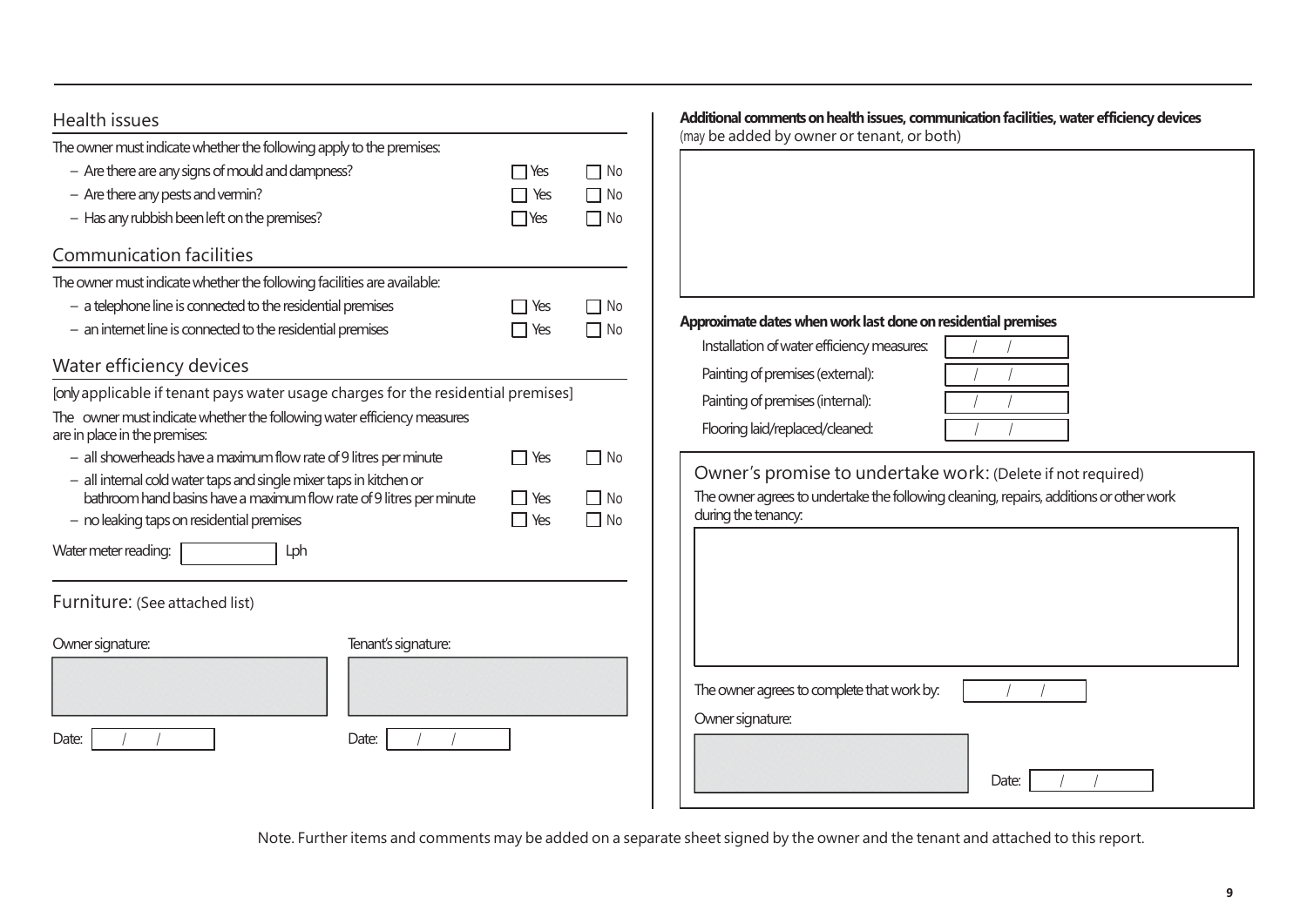## Health issues

The owner must indicate whether the following apply to the premises:

| | | |
|---|---|---|
| – Are there are any signs of mould and dampness? | ☐ Yes | ☐ No |
| – Are there any pests and vermin? | ☐ Yes | ☐ No |
| – Has any rubbish been left on the premises? | ☐ Yes | ☐ No |

## Communication facilities

The owner must indicate whether the following facilities are available:

| | | |
|---|---|---|
| – a telephone line is connected to the residential premises | ☐ Yes | ☐ No |
| – an internet line is connected to the residential premises | ☐ Yes | ☐ No |

## Water efficiency devices

[only applicable if tenant pays water usage charges for the residential premises]

The owner must indicate whether the following water efficiency measures are in place in the premises:

| | | |
|---|---|---|
| – all showerheads have a maximum flow rate of 9 litres per minute | ☐ Yes | ☐ No |
| – all internal cold water taps and single mixer taps in kitchen or bathroom hand basins have a maximum flow rate of 9 litres per minute | ☐ Yes | ☐ No |
| – no leaking taps on residential premises | ☐ Yes | ☐ No |

Water meter reading: ________ Lph

## Furniture: (See attached list)

Owner signature: ________

Date: / /

Tenant's signature: ________

Date: / /

**Additional comments on health issues, communication facilities, water efficiency devices**
(may be added by owner or tenant, or both)

**Approximate dates when work last done on residential premises**

| | |
|---|---|
| Installation of water efficiency measures: | / / |
| Painting of premises (external): | / / |
| Painting of premises (internal): | / / |
| Flooring laid/replaced/cleaned: | / / |

## Owner's promise to undertake work: (Delete if not required)

The owner agrees to undertake the following cleaning, repairs, additions or other work during the tenancy:

The owner agrees to complete that work by: / /

Owner signature: ________

Date: / /

Note. Further items and comments may be added on a separate sheet signed by the owner and the tenant and attached to this report.